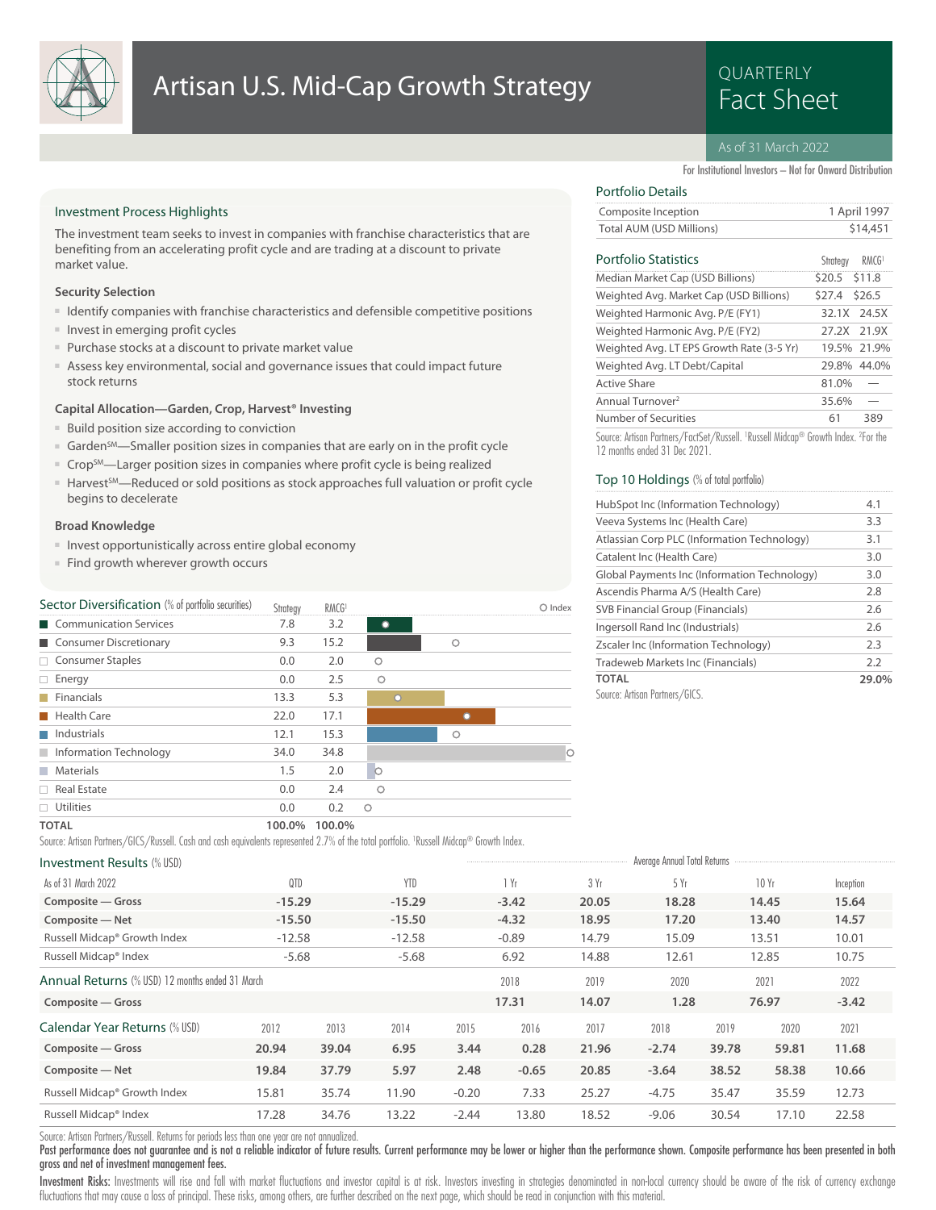# Artisan U.S. Mid-Cap Growth Strategy

QUARTERLY Fact Sheet

As of 31 March 2022

For Institutional Investors – Not for Onward Distribution

## Investment Process Highlights

The investment team seeks to invest in companies with franchise characteristics that are benefiting from an accelerating profit cycle and are trading at a discount to private market value.

### Security Selection

- Identify companies with franchise characteristics and defensible competitive positions
- Invest in emerging profit cycles
- Purchase stocks at a discount to private market value
- Assess key environmental, social and governance issues that could impact future stock returns

### Capital Allocation—Garden, Crop, Harvest® Investing

- Build position size according to conviction
- Garden℠—Smaller position sizes in companies that are early on in the profit cycle
- Crop℠—Larger position sizes in companies where profit cycle is being realized
- Harvest℠—Reduced or sold positions as stock approaches full valuation or profit cycle begins to decelerate

### Broad Knowledge

- Invest opportunistically across entire global economy
- Find growth wherever growth occurs

## Portfolio Details

| | |
|---|---|
| Composite Inception | 1 April 1997 |
| Total AUM (USD Millions) | $14,451 |

## Portfolio Statistics

| | Strategy | RMCG[1] |
|---|---|---|
| Median Market Cap (USD Billions) | $20.5 | $11.8 |
| Weighted Avg. Market Cap (USD Billions) | $27.4 | $26.5 |
| Weighted Harmonic Avg. P/E (FY1) | 32.1X | 24.5X |
| Weighted Harmonic Avg. P/E (FY2) | 27.2X | 21.9X |
| Weighted Avg. LT EPS Growth Rate (3-5 Yr) | 19.5% | 21.9% |
| Weighted Avg. LT Debt/Capital | 29.8% | 44.0% |
| Active Share | 81.0% | — |
| Annual Turnover[2] | 35.6% | — |
| Number of Securities | 61 | 389 |

Source: Artisan Partners/FactSet/Russell. [1]Russell Midcap® Growth Index. [2]For the 12 months ended 31 Dec 2021.

## Top 10 Holdings (% of total portfolio)

| | |
|---|---|
| HubSpot Inc (Information Technology) | 4.1 |
| Veeva Systems Inc (Health Care) | 3.3 |
| Atlassian Corp PLC (Information Technology) | 3.1 |
| Catalent Inc (Health Care) | 3.0 |
| Global Payments Inc (Information Technology) | 3.0 |
| Ascendis Pharma A/S (Health Care) | 2.8 |
| SVB Financial Group (Financials) | 2.6 |
| Ingersoll Rand Inc (Industrials) | 2.6 |
| Zscaler Inc (Information Technology) | 2.3 |
| Tradeweb Markets Inc (Financials) | 2.2 |
| **TOTAL** | **29.0%** |

Source: Artisan Partners/GICS.

## Sector Diversification (% of portfolio securities)

| | Strategy | RMCG[1] |
|---|---|---|
| Communication Services | 7.8 | 3.2 |
| Consumer Discretionary | 9.3 | 15.2 |
| Consumer Staples | 0.0 | 2.0 |
| Energy | 0.0 | 2.5 |
| Financials | 13.3 | 5.3 |
| Health Care | 22.0 | 17.1 |
| Industrials | 12.1 | 15.3 |
| Information Technology | 34.0 | 34.8 |
| Materials | 1.5 | 2.0 |
| Real Estate | 0.0 | 2.4 |
| Utilities | 0.0 | 0.2 |
| **TOTAL** | **100.0%** | **100.0%** |

Source: Artisan Partners/GICS/Russell. Cash and cash equivalents represented 2.7% of the total portfolio. [1]Russell Midcap® Growth Index.

## Investment Results (% USD)

| As of 31 March 2022 | QTD | YTD | 1 Yr | 3 Yr | 5 Yr | 10 Yr | Inception |
|---|---|---|---|---|---|---|---|
| | | | Average Annual Total Returns | | | | |
| **Composite — Gross** | **-15.29** | **-15.29** | **-3.42** | **20.05** | **18.28** | **14.45** | **15.64** |
| **Composite — Net** | **-15.50** | **-15.50** | **-4.32** | **18.95** | **17.20** | **13.40** | **14.57** |
| Russell Midcap® Growth Index | -12.58 | -12.58 | -0.89 | 14.79 | 15.09 | 13.51 | 10.01 |
| Russell Midcap® Index | -5.68 | -5.68 | 6.92 | 14.88 | 12.61 | 12.85 | 10.75 |

## Annual Returns (% USD) 12 months ended 31 March

| | 2018 | 2019 | 2020 | 2021 | 2022 |
|---|---|---|---|---|---|
| **Composite — Gross** | **17.31** | **14.07** | **1.28** | **76.97** | **-3.42** |

## Calendar Year Returns (% USD)

| | 2012 | 2013 | 2014 | 2015 | 2016 | 2017 | 2018 | 2019 | 2020 | 2021 |
|---|---|---|---|---|---|---|---|---|---|---|
| **Composite — Gross** | **20.94** | **39.04** | **6.95** | **3.44** | **0.28** | **21.96** | **-2.74** | **39.78** | **59.81** | **11.68** |
| **Composite — Net** | **19.84** | **37.79** | **5.97** | **2.48** | **-0.65** | **20.85** | **-3.64** | **38.52** | **58.38** | **10.66** |
| Russell Midcap® Growth Index | 15.81 | 35.74 | 11.90 | -0.20 | 7.33 | 25.27 | -4.75 | 35.47 | 35.59 | 12.73 |
| Russell Midcap® Index | 17.28 | 34.76 | 13.22 | -2.44 | 13.80 | 18.52 | -9.06 | 30.54 | 17.10 | 22.58 |

Source: Artisan Partners/Russell. Returns for periods less than one year are not annualized.

**Past performance does not guarantee and is not a reliable indicator of future results. Current performance may be lower or higher than the performance shown. Composite performance has been presented in both gross and net of investment management fees.**

**Investment Risks:** Investments will rise and fall with market fluctuations and investor capital is at risk. Investors investing in strategies denominated in non-local currency should be aware of the risk of currency exchange fluctuations that may cause a loss of principal. These risks, among others, are further described on the next page, which should be read in conjunction with this material.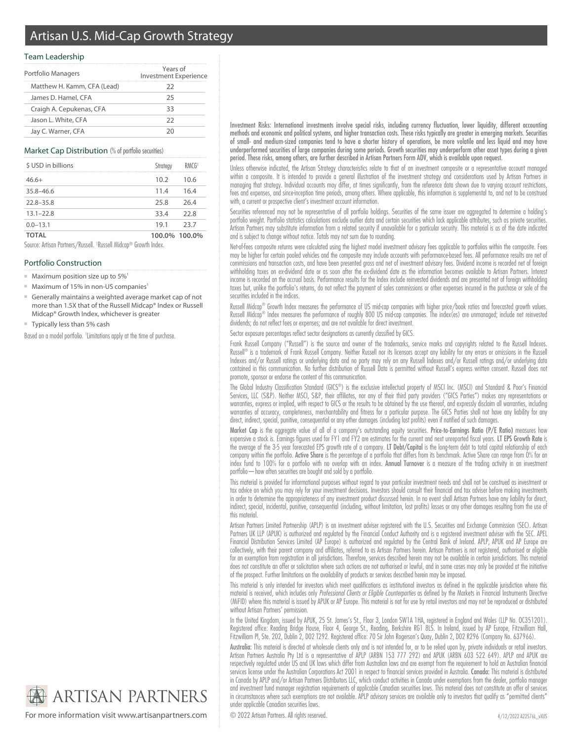# Artisan U.S. Mid-Cap Growth Strategy

## Team Leadership

| Portfolio Managers | Years of Investment Experience |
|---|---|
| Matthew H. Kamm, CFA (Lead) | 22 |
| James D. Hamel, CFA | 25 |
| Craigh A. Cepukenas, CFA | 33 |
| Jason L. White, CFA | 22 |
| Jay C. Warner, CFA | 20 |

## Market Cap Distribution (% of portfolio securities)

| $ USD in billions | Strategy | RMCG[1] |
|---|---|---|
| 46.6+ | 10.2 | 10.6 |
| 35.8–46.6 | 11.4 | 16.4 |
| 22.8–35.8 | 25.8 | 26.4 |
| 13.1–22.8 | 33.4 | 22.8 |
| 0.0–13.1 | 19.1 | 23.7 |
| **TOTAL** | **100.0%** | **100.0%** |

Source: Artisan Partners/Russell. [1]Russell Midcap® Growth Index.

## Portfolio Construction

- Maximum position size up to 5%[1]
- Maximum of 15% in non-US companies[1]
- Generally maintains a weighted average market cap of not more than 1.5X that of the Russell Midcap® Index or Russell Midcap® Growth Index, whichever is greater
- Typically less than 5% cash

Based on a model portfolio. [1]Limitations apply at the time of purchase.

**Investment Risks: International investments involve special risks, including currency fluctuation, lower liquidity, different accounting methods and economic and political systems, and higher transaction costs. These risks typically are greater in emerging markets. Securities of small- and medium-sized companies tend to have a shorter history of operations, be more volatile and less liquid and may have underperformed securities of large companies during some periods. Growth securities may underperform other asset types during a given period. These risks, among others, are further described in Artisan Partners Form ADV, which is available upon request.**

Unless otherwise indicated, the Artisan Strategy characteristics relate to that of an investment composite or a representative account managed within a composite. It is intended to provide a general illustration of the investment strategy and considerations used by Artisan Partners in managing that strategy. Individual accounts may differ, at times significantly, from the reference data shown due to varying account restrictions, fees and expenses, and since-inception time periods, among others. Where applicable, this information is supplemental to, and not to be construed with, a current or prospective client's investment account information.

Securities referenced may not be representative of all portfolio holdings. Securities of the same issuer are aggregated to determine a holding's portfolio weight. Portfolio statistics calculations exclude outlier data and certain securities which lack applicable attributes, such as private securities. Artisan Partners may substitute information from a related security if unavailable for a particular security. This material is as of the date indicated and is subject to change without notice. Totals may not sum due to rounding.

Net-of-fees composite returns were calculated using the highest model investment advisory fees applicable to portfolios within the composite. Fees may be higher for certain pooled vehicles and the composite may include accounts with performance-based fees. All performance results are net of commissions and transaction costs, and have been presented gross and net of investment advisory fees. Dividend income is recorded net of foreign withholding taxes on ex-dividend date or as soon after the ex-dividend date as the information becomes available to Artisan Partners. Interest income is recorded on the accrual basis. Performance results for the Index include reinvested dividends and are presented net of foreign withholding taxes but, unlike the portfolio's returns, do not reflect the payment of sales commissions or other expenses incurred in the purchase or sale of the securities included in the indices.

Russell Midcap® Growth Index measures the performance of US mid-cap companies with higher price/book ratios and forecasted growth values. Russell Midcap® Index measures the performance of roughly 800 US mid-cap companies. The index(es) are unmanaged; include net reinvested dividends; do not reflect fees or expenses; and are not available for direct investment.

Sector exposure percentages reflect sector designations as currently classified by GICS.

Frank Russell Company ("Russell") is the source and owner of the trademarks, service marks and copyrights related to the Russell Indexes. Russell® is a trademark of Frank Russell Company. Neither Russell nor its licensors accept any liability for any errors or omissions in the Russell Indexes and/or Russell ratings or underlying data and no party may rely on any Russell Indexes and/or Russell ratings and/or underlying data contained in this communication. No further distribution of Russell Data is permitted without Russell's express written consent. Russell does not promote, sponsor or endorse the content of this communication.

The Global Industry Classification Standard (GICS®) is the exclusive intellectual property of MSCI Inc. (MSCI) and Standard & Poor's Financial Services, LLC (S&P). Neither MSCI, S&P, their affiliates, nor any of their third party providers ("GICS Parties") makes any representations or warranties, express or implied, with respect to GICS or the results to be obtained by the use thereof, and expressly disclaim all warranties, including warranties of accuracy, completeness, merchantability and fitness for a particular purpose. The GICS Parties shall not have any liability for any direct, indirect, special, punitive, consequential or any other damages (including lost profits) even if notified of such damages.

**Market Cap** is the aggregate value of all of a company's outstanding equity securities. **Price-to-Earnings Ratio (P/E Ratio)** measures how expensive a stock is. Earnings figures used for FY1 and FY2 are estimates for the current and next unreported fiscal years. **LT EPS Growth Rate** is the average of the 3-5 year forecasted EPS growth rate of a company. **LT Debt/Capital** is the long-term debt to total capital relationship of each company within the portfolio. **Active Share** is the percentage of a portfolio that differs from its benchmark. Active Share can range from 0% for an index fund to 100% for a portfolio with no overlap with an index. **Annual Turnover** is a measure of the trading activity in an investment portfolio—how often securities are bought and sold by a portfolio.

This material is provided for informational purposes without regard to your particular investment needs and shall not be construed as investment or tax advice on which you may rely for your investment decisions. Investors should consult their financial and tax adviser before making investments in order to determine the appropriateness of any investment product discussed herein. In no event shall Artisan Partners have any liability for direct, indirect, special, incidental, punitive, consequential (including, without limitation, lost profits) losses or any other damages resulting from the use of this material.

Artisan Partners Limited Partnership (APLP) is an investment adviser registered with the U.S. Securities and Exchange Commission (SEC). Artisan Partners UK LLP (APUK) is authorized and regulated by the Financial Conduct Authority and is a registered investment adviser with the SEC. APEL Financial Distribution Services Limited (AP Europe) is authorized and regulated by the Central Bank of Ireland. APLP, APUK and AP Europe are collectively, with their parent company and affiliates, referred to as Artisan Partners herein. Artisan Partners is not registered, authorised or eligible for an exemption from registration in all jurisdictions. Therefore, services described herein may not be available in certain jurisdictions. This material does not constitute an offer or solicitation where such actions are not authorised or lawful, and in some cases may only be provided at the initiative of the prospect. Further limitations on the availability of products or services described herein may be imposed.

This material is only intended for investors which meet qualifications as institutional investors as defined in the applicable jurisdiction where this material is received, which includes only *Professional Clients or Eligible Counterparties* as defined by the Markets in Financial Instruments Directive (MiFID) where this material is issued by APUK or AP Europe. This material is not for use by retail investors and may not be reproduced or distributed without Artisan Partners' permission.

In the United Kingdom, issued by APUK, 25 St. James's St., Floor 3, London SW1A 1HA, registered in England and Wales (LLP No. OC351201). Registered office: Reading Bridge House, Floor 4, George St., Reading, Berkshire RG1 8LS. In Ireland, issued by AP Europe, Fitzwilliam Hall, Fitzwilliam Pl, Ste. 202, Dublin 2, D02 T292. Registered office: 70 Sir John Rogerson's Quay, Dublin 2, D02 R296 (Company No. 637966).

**Australia:** This material is directed at wholesale clients only and is not intended for, or to be relied upon by, private individuals or retail investors. Artisan Partners Australia Pty Ltd is a representative of APLP (ARBN 153 777 292) and APUK (ARBN 603 522 649). APLP and APUK are respectively regulated under US and UK laws which differ from Australian laws and are exempt from the requirement to hold an Australian financial services license under the Australian Corporations Act 2001 in respect to financial services provided in Australia. **Canada:** This material is distributed in Canada by APLP and/or Artisan Partners Distributors LLC, which conduct activities in Canada under exemptions from the dealer, portfolio manager and investment fund manager registration requirements of applicable Canadian securities laws. This material does not constitute an offer of services in circumstances where such exemptions are not available. APLP advisory services are available only to investors that qualify as "permitted clients" under applicable Canadian securities laws.

ARTISAN PARTNERS

For more information visit www.artisanpartners.com

© 2022 Artisan Partners. All rights reserved.

4/12/2022 A22576L_vXUS